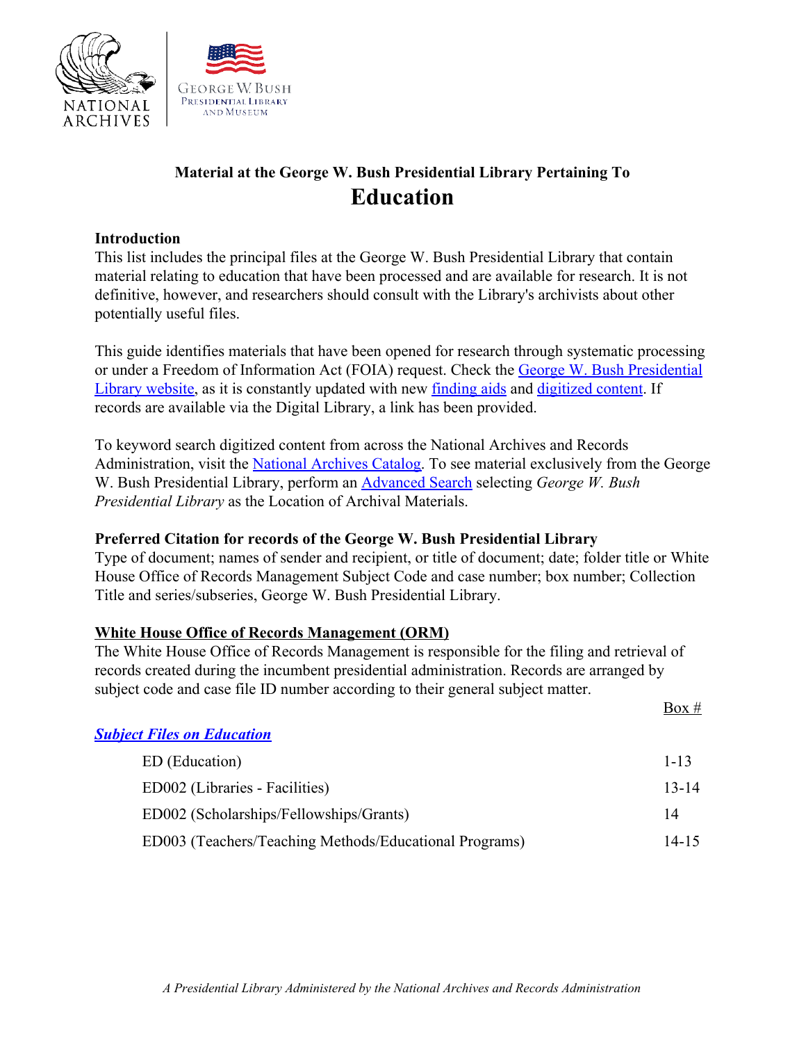**Material at the George W. Bush Presidential Library Pertaining To**

# Education

**Introduction**

This list includes the principal files at the George W. Bush Presidential Library that contain material relating to education that have been processed and are available for research. It is not definitive, however, and researchers should consult with the Library's archivists about other potentially useful files.

This guide identifies materials that have been opened for research through systematic processing or under a Freedom of Information Act (FOIA) request. Check the George W. Bush Presidential Library website, as it is constantly updated with new finding aids and digitized content. If records are available via the Digital Library, a link has been provided.

To keyword search digitized content from across the National Archives and Records Administration, visit the National Archives Catalog. To see material exclusively from the George W. Bush Presidential Library, perform an Advanced Search selecting *George W. Bush Presidential Library* as the Location of Archival Materials.

**Preferred Citation for records of the George W. Bush Presidential Library**

Type of document; names of sender and recipient, or title of document; date; folder title or White House Office of Records Management Subject Code and case number; box number; Collection Title and series/subseries, George W. Bush Presidential Library.

## White House Office of Records Management (ORM)

The White House Office of Records Management is responsible for the filing and retrieval of records created during the incumbent presidential administration. Records are arranged by subject code and case file ID number according to their general subject matter.

***Subject Files on Education***

| | Box # |
|---|---|
| ED (Education) | 1-13 |
| ED002 (Libraries - Facilities) | 13-14 |
| ED002 (Scholarships/Fellowships/Grants) | 14 |
| ED003 (Teachers/Teaching Methods/Educational Programs) | 14-15 |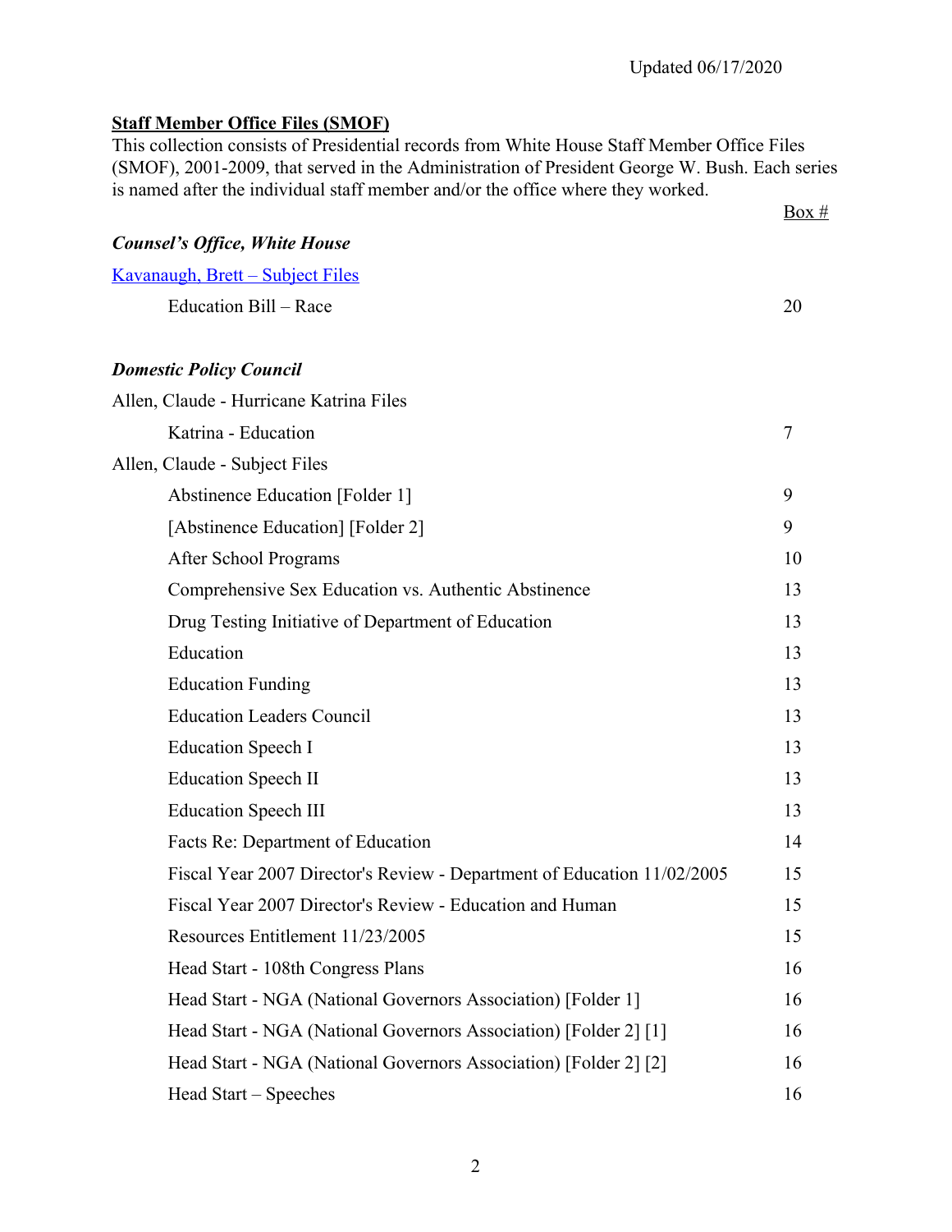Updated 06/17/2020

**Staff Member Office Files (SMOF)**

This collection consists of Presidential records from White House Staff Member Office Files (SMOF), 2001-2009, that served in the Administration of President George W. Bush. Each series is named after the individual staff member and/or the office where they worked.

| | Box # |
|---|---|
| ***Counsel's Office, White House*** | |
| Kavanaugh, Brett – Subject Files | |
| Education Bill – Race | 20 |
| | |
| ***Domestic Policy Council*** | |
| Allen, Claude - Hurricane Katrina Files | |
| Katrina - Education | 7 |
| Allen, Claude - Subject Files | |
| Abstinence Education [Folder 1] | 9 |
| [Abstinence Education] [Folder 2] | 9 |
| After School Programs | 10 |
| Comprehensive Sex Education vs. Authentic Abstinence | 13 |
| Drug Testing Initiative of Department of Education | 13 |
| Education | 13 |
| Education Funding | 13 |
| Education Leaders Council | 13 |
| Education Speech I | 13 |
| Education Speech II | 13 |
| Education Speech III | 13 |
| Facts Re: Department of Education | 14 |
| Fiscal Year 2007 Director's Review - Department of Education 11/02/2005 | 15 |
| Fiscal Year 2007 Director's Review - Education and Human | 15 |
| Resources Entitlement 11/23/2005 | 15 |
| Head Start - 108th Congress Plans | 16 |
| Head Start - NGA (National Governors Association) [Folder 1] | 16 |
| Head Start - NGA (National Governors Association) [Folder 2] [1] | 16 |
| Head Start - NGA (National Governors Association) [Folder 2] [2] | 16 |
| Head Start – Speeches | 16 |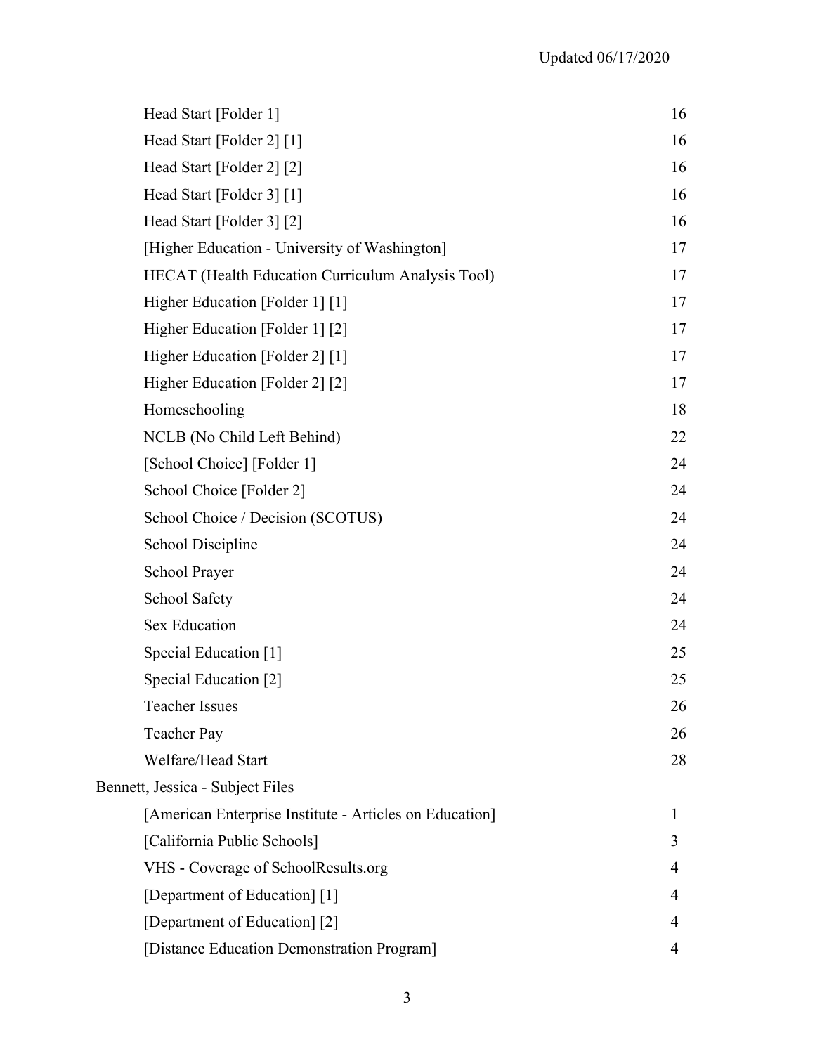| | |
|---|---|
| Head Start [Folder 1] | 16 |
| Head Start [Folder 2] [1] | 16 |
| Head Start [Folder 2] [2] | 16 |
| Head Start [Folder 3] [1] | 16 |
| Head Start [Folder 3] [2] | 16 |
| [Higher Education - University of Washington] | 17 |
| HECAT (Health Education Curriculum Analysis Tool) | 17 |
| Higher Education [Folder 1] [1] | 17 |
| Higher Education [Folder 1] [2] | 17 |
| Higher Education [Folder 2] [1] | 17 |
| Higher Education [Folder 2] [2] | 17 |
| Homeschooling | 18 |
| NCLB (No Child Left Behind) | 22 |
| [School Choice] [Folder 1] | 24 |
| School Choice [Folder 2] | 24 |
| School Choice / Decision (SCOTUS) | 24 |
| School Discipline | 24 |
| School Prayer | 24 |
| School Safety | 24 |
| Sex Education | 24 |
| Special Education [1] | 25 |
| Special Education [2] | 25 |
| Teacher Issues | 26 |
| Teacher Pay | 26 |
| Welfare/Head Start | 28 |

Bennett, Jessica - Subject Files

| | |
|---|---|
| [American Enterprise Institute - Articles on Education] | 1 |
| [California Public Schools] | 3 |
| VHS - Coverage of SchoolResults.org | 4 |
| [Department of Education] [1] | 4 |
| [Department of Education] [2] | 4 |
| [Distance Education Demonstration Program] | 4 |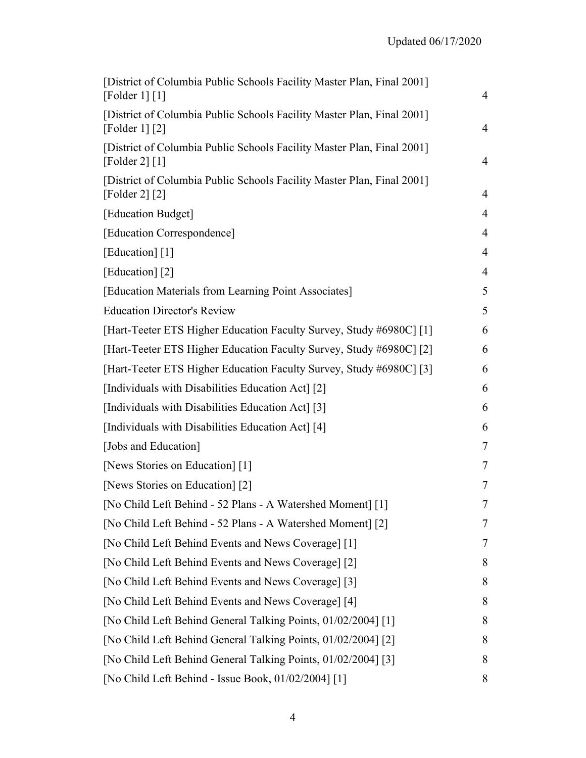| | |
|---|---|
| [District of Columbia Public Schools Facility Master Plan, Final 2001] [Folder 1] [1] | 4 |
| [District of Columbia Public Schools Facility Master Plan, Final 2001] [Folder 1] [2] | 4 |
| [District of Columbia Public Schools Facility Master Plan, Final 2001] [Folder 2] [1] | 4 |
| [District of Columbia Public Schools Facility Master Plan, Final 2001] [Folder 2] [2] | 4 |
| [Education Budget] | 4 |
| [Education Correspondence] | 4 |
| [Education] [1] | 4 |
| [Education] [2] | 4 |
| [Education Materials from Learning Point Associates] | 5 |
| Education Director's Review | 5 |
| [Hart-Teeter ETS Higher Education Faculty Survey, Study #6980C] [1] | 6 |
| [Hart-Teeter ETS Higher Education Faculty Survey, Study #6980C] [2] | 6 |
| [Hart-Teeter ETS Higher Education Faculty Survey, Study #6980C] [3] | 6 |
| [Individuals with Disabilities Education Act] [2] | 6 |
| [Individuals with Disabilities Education Act] [3] | 6 |
| [Individuals with Disabilities Education Act] [4] | 6 |
| [Jobs and Education] | 7 |
| [News Stories on Education] [1] | 7 |
| [News Stories on Education] [2] | 7 |
| [No Child Left Behind - 52 Plans - A Watershed Moment] [1] | 7 |
| [No Child Left Behind - 52 Plans - A Watershed Moment] [2] | 7 |
| [No Child Left Behind Events and News Coverage] [1] | 7 |
| [No Child Left Behind Events and News Coverage] [2] | 8 |
| [No Child Left Behind Events and News Coverage] [3] | 8 |
| [No Child Left Behind Events and News Coverage] [4] | 8 |
| [No Child Left Behind General Talking Points, 01/02/2004] [1] | 8 |
| [No Child Left Behind General Talking Points, 01/02/2004] [2] | 8 |
| [No Child Left Behind General Talking Points, 01/02/2004] [3] | 8 |
| [No Child Left Behind - Issue Book, 01/02/2004] [1] | 8 |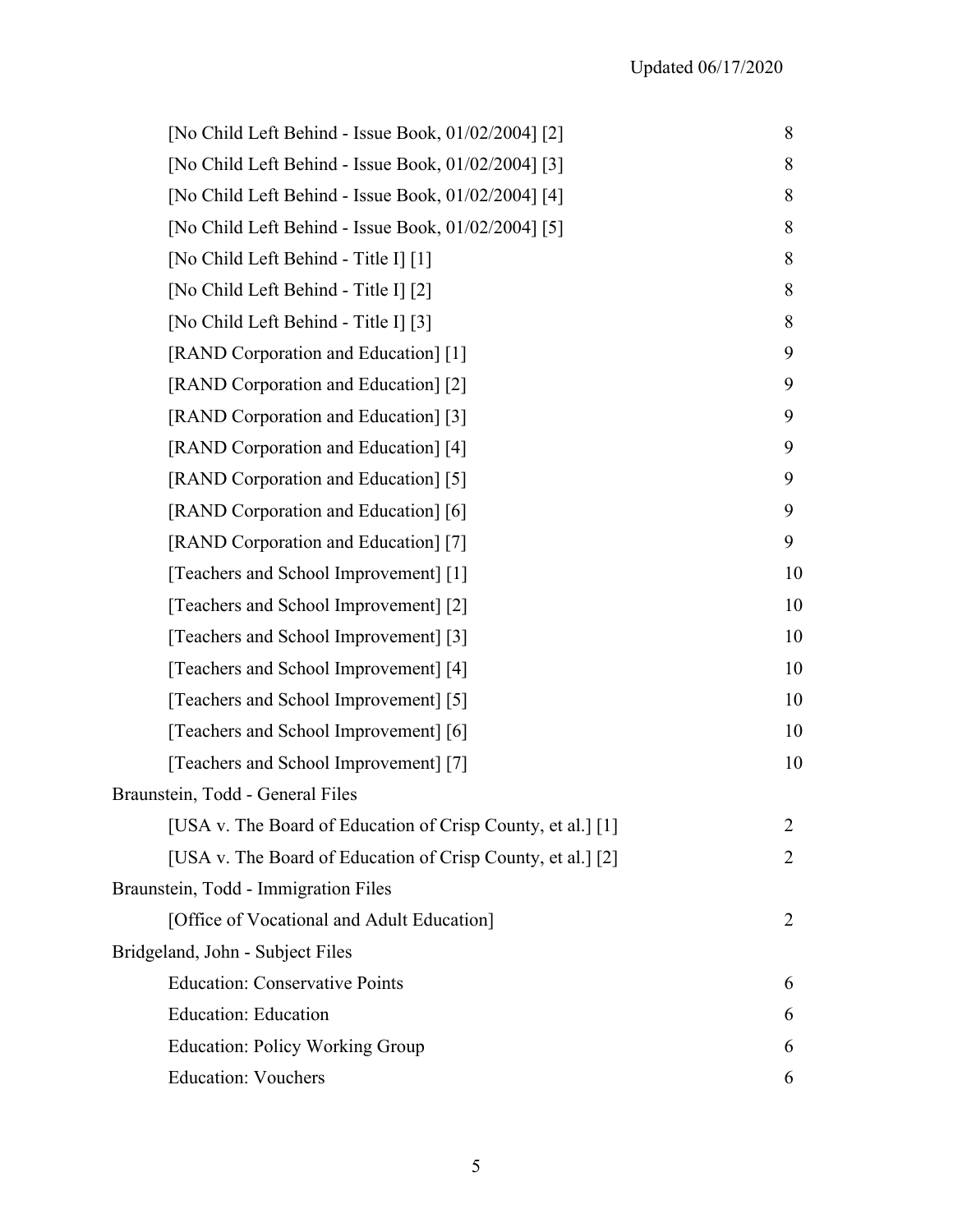| Folder Title | Box |
|---|---|
| [No Child Left Behind - Issue Book, 01/02/2004] [2] | 8 |
| [No Child Left Behind - Issue Book, 01/02/2004] [3] | 8 |
| [No Child Left Behind - Issue Book, 01/02/2004] [4] | 8 |
| [No Child Left Behind - Issue Book, 01/02/2004] [5] | 8 |
| [No Child Left Behind - Title I] [1] | 8 |
| [No Child Left Behind - Title I] [2] | 8 |
| [No Child Left Behind - Title I] [3] | 8 |
| [RAND Corporation and Education] [1] | 9 |
| [RAND Corporation and Education] [2] | 9 |
| [RAND Corporation and Education] [3] | 9 |
| [RAND Corporation and Education] [4] | 9 |
| [RAND Corporation and Education] [5] | 9 |
| [RAND Corporation and Education] [6] | 9 |
| [RAND Corporation and Education] [7] | 9 |
| [Teachers and School Improvement] [1] | 10 |
| [Teachers and School Improvement] [2] | 10 |
| [Teachers and School Improvement] [3] | 10 |
| [Teachers and School Improvement] [4] | 10 |
| [Teachers and School Improvement] [5] | 10 |
| [Teachers and School Improvement] [6] | 10 |
| [Teachers and School Improvement] [7] | 10 |
| **Braunstein, Todd - General Files** | |
| [USA v. The Board of Education of Crisp County, et al.] [1] | 2 |
| [USA v. The Board of Education of Crisp County, et al.] [2] | 2 |
| **Braunstein, Todd - Immigration Files** | |
| [Office of Vocational and Adult Education] | 2 |
| **Bridgeland, John - Subject Files** | |
| Education: Conservative Points | 6 |
| Education: Education | 6 |
| Education: Policy Working Group | 6 |
| Education: Vouchers | 6 |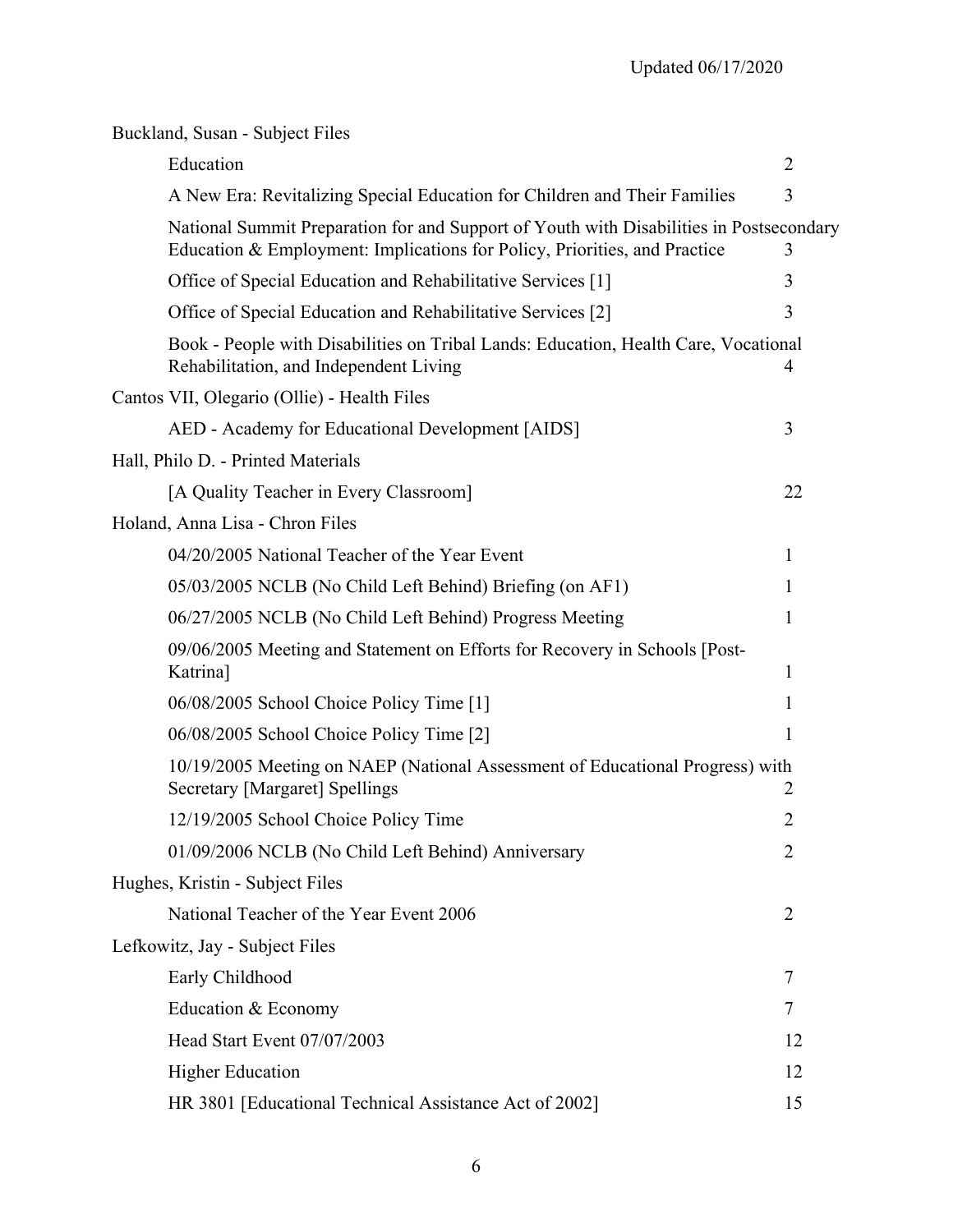Buckland, Susan - Subject Files

| | |
|---|---|
| Education | 2 |
| A New Era: Revitalizing Special Education for Children and Their Families | 3 |
| National Summit Preparation for and Support of Youth with Disabilities in Postsecondary Education & Employment: Implications for Policy, Priorities, and Practice | 3 |
| Office of Special Education and Rehabilitative Services [1] | 3 |
| Office of Special Education and Rehabilitative Services [2] | 3 |
| Book - People with Disabilities on Tribal Lands: Education, Health Care, Vocational Rehabilitation, and Independent Living | 4 |

Cantos VII, Olegario (Ollie) - Health Files

| | |
|---|---|
| AED - Academy for Educational Development [AIDS] | 3 |

Hall, Philo D. - Printed Materials

| | |
|---|---|
| [A Quality Teacher in Every Classroom] | 22 |

Holand, Anna Lisa - Chron Files

| | |
|---|---|
| 04/20/2005 National Teacher of the Year Event | 1 |
| 05/03/2005 NCLB (No Child Left Behind) Briefing (on AF1) | 1 |
| 06/27/2005 NCLB (No Child Left Behind) Progress Meeting | 1 |
| 09/06/2005 Meeting and Statement on Efforts for Recovery in Schools [Post-Katrina] | 1 |
| 06/08/2005 School Choice Policy Time [1] | 1 |
| 06/08/2005 School Choice Policy Time [2] | 1 |
| 10/19/2005 Meeting on NAEP (National Assessment of Educational Progress) with Secretary [Margaret] Spellings | 2 |
| 12/19/2005 School Choice Policy Time | 2 |
| 01/09/2006 NCLB (No Child Left Behind) Anniversary | 2 |

Hughes, Kristin - Subject Files

| | |
|---|---|
| National Teacher of the Year Event 2006 | 2 |

Lefkowitz, Jay - Subject Files

| | |
|---|---|
| Early Childhood | 7 |
| Education & Economy | 7 |
| Head Start Event 07/07/2003 | 12 |
| Higher Education | 12 |
| HR 3801 [Educational Technical Assistance Act of 2002] | 15 |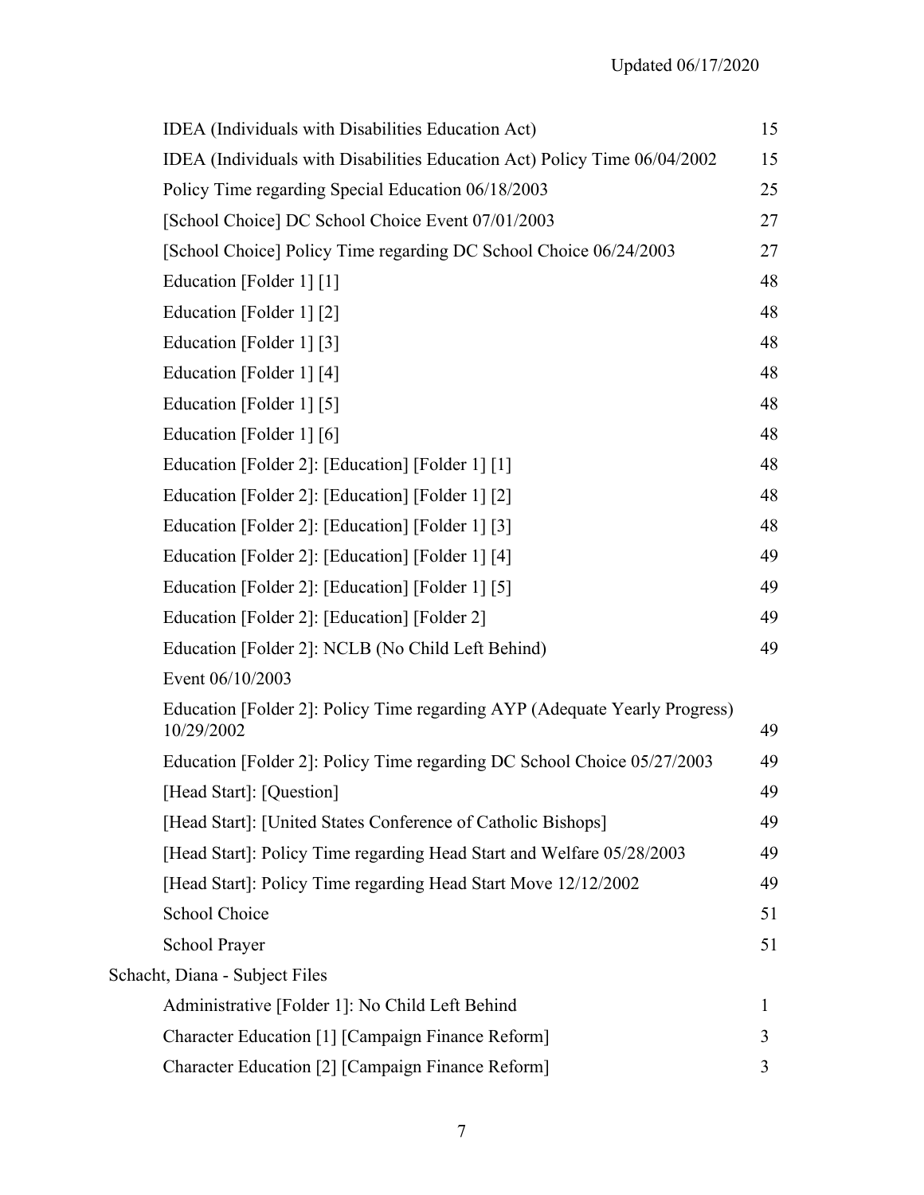| | |
|---|---|
| IDEA (Individuals with Disabilities Education Act) | 15 |
| IDEA (Individuals with Disabilities Education Act) Policy Time 06/04/2002 | 15 |
| Policy Time regarding Special Education 06/18/2003 | 25 |
| [School Choice] DC School Choice Event 07/01/2003 | 27 |
| [School Choice] Policy Time regarding DC School Choice 06/24/2003 | 27 |
| Education [Folder 1] [1] | 48 |
| Education [Folder 1] [2] | 48 |
| Education [Folder 1] [3] | 48 |
| Education [Folder 1] [4] | 48 |
| Education [Folder 1] [5] | 48 |
| Education [Folder 1] [6] | 48 |
| Education [Folder 2]: [Education] [Folder 1] [1] | 48 |
| Education [Folder 2]: [Education] [Folder 1] [2] | 48 |
| Education [Folder 2]: [Education] [Folder 1] [3] | 48 |
| Education [Folder 2]: [Education] [Folder 1] [4] | 49 |
| Education [Folder 2]: [Education] [Folder 1] [5] | 49 |
| Education [Folder 2]: [Education] [Folder 2] | 49 |
| Education [Folder 2]: NCLB (No Child Left Behind) Event 06/10/2003 | 49 |
| Education [Folder 2]: Policy Time regarding AYP (Adequate Yearly Progress) 10/29/2002 | 49 |
| Education [Folder 2]: Policy Time regarding DC School Choice 05/27/2003 | 49 |
| [Head Start]: [Question] | 49 |
| [Head Start]: [United States Conference of Catholic Bishops] | 49 |
| [Head Start]: Policy Time regarding Head Start and Welfare 05/28/2003 | 49 |
| [Head Start]: Policy Time regarding Head Start Move 12/12/2002 | 49 |
| School Choice | 51 |
| School Prayer | 51 |

Schacht, Diana - Subject Files

| | |
|---|---|
| Administrative [Folder 1]: No Child Left Behind | 1 |
| Character Education [1] [Campaign Finance Reform] | 3 |
| Character Education [2] [Campaign Finance Reform] | 3 |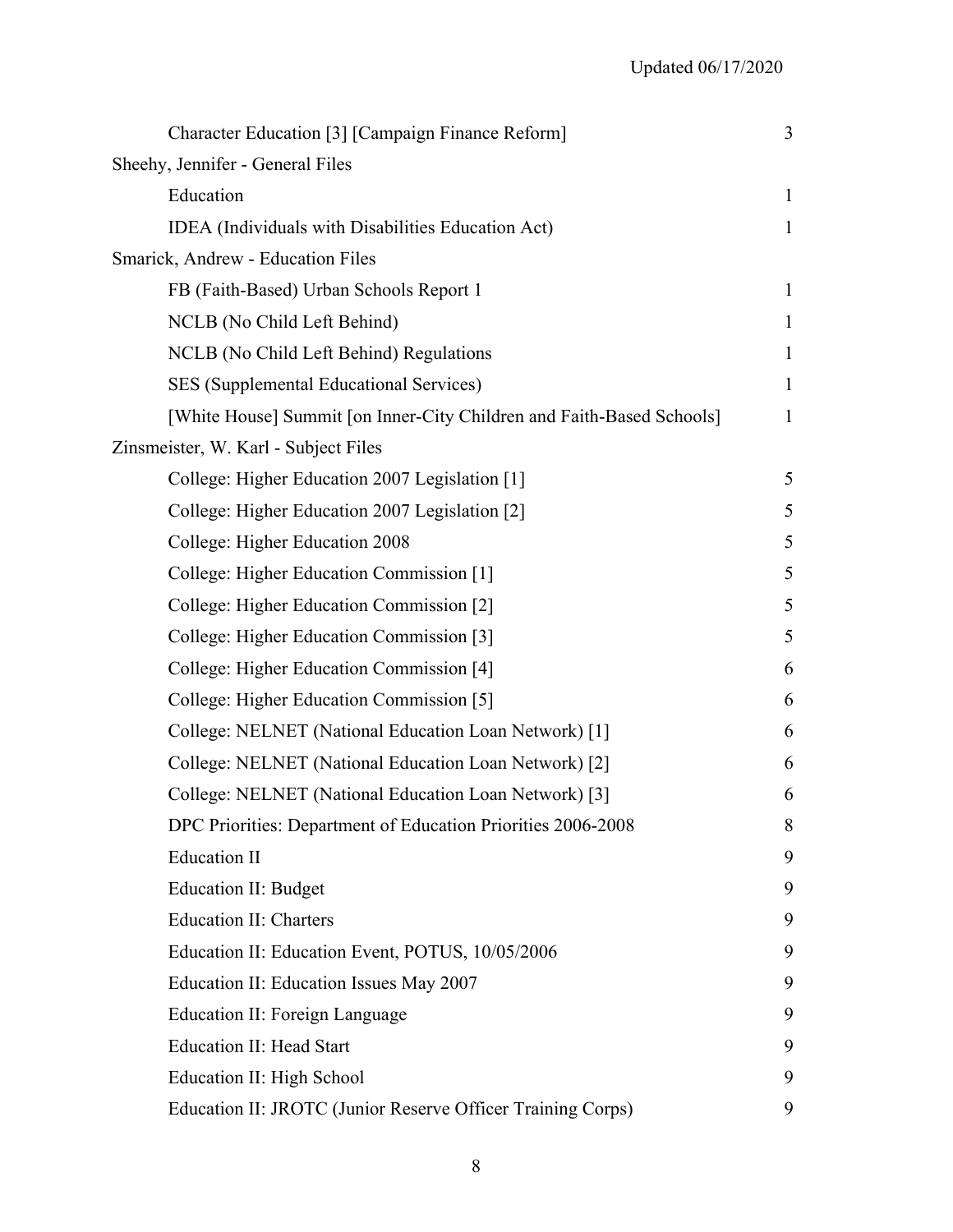| | |
|---|---|
| Character Education [3] [Campaign Finance Reform] | 3 |
| **Sheehy, Jennifer - General Files** | |
| Education | 1 |
| IDEA (Individuals with Disabilities Education Act) | 1 |
| **Smarick, Andrew - Education Files** | |
| FB (Faith-Based) Urban Schools Report 1 | 1 |
| NCLB (No Child Left Behind) | 1 |
| NCLB (No Child Left Behind) Regulations | 1 |
| SES (Supplemental Educational Services) | 1 |
| [White House] Summit [on Inner-City Children and Faith-Based Schools] | 1 |
| **Zinsmeister, W. Karl - Subject Files** | |
| College: Higher Education 2007 Legislation [1] | 5 |
| College: Higher Education 2007 Legislation [2] | 5 |
| College: Higher Education 2008 | 5 |
| College: Higher Education Commission [1] | 5 |
| College: Higher Education Commission [2] | 5 |
| College: Higher Education Commission [3] | 5 |
| College: Higher Education Commission [4] | 6 |
| College: Higher Education Commission [5] | 6 |
| College: NELNET (National Education Loan Network) [1] | 6 |
| College: NELNET (National Education Loan Network) [2] | 6 |
| College: NELNET (National Education Loan Network) [3] | 6 |
| DPC Priorities: Department of Education Priorities 2006-2008 | 8 |
| Education II | 9 |
| Education II: Budget | 9 |
| Education II: Charters | 9 |
| Education II: Education Event, POTUS, 10/05/2006 | 9 |
| Education II: Education Issues May 2007 | 9 |
| Education II: Foreign Language | 9 |
| Education II: Head Start | 9 |
| Education II: High School | 9 |
| Education II: JROTC (Junior Reserve Officer Training Corps) | 9 |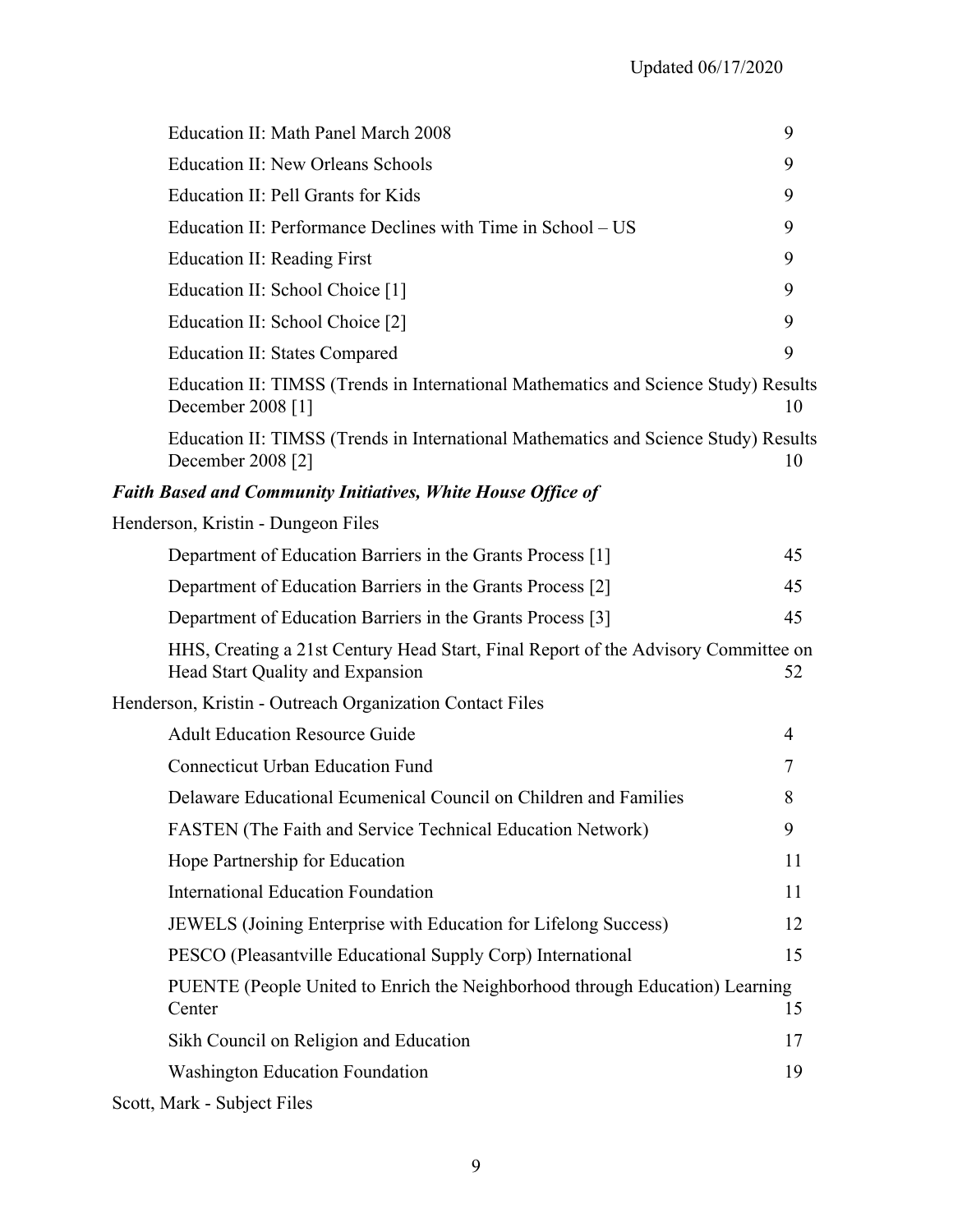Education II: Math Panel March 2008 9

Education II: New Orleans Schools 9

Education II: Pell Grants for Kids 9

Education II: Performance Declines with Time in School – US 9

Education II: Reading First 9

Education II: School Choice [1] 9

Education II: School Choice [2] 9

Education II: States Compared 9

Education II: TIMSS (Trends in International Mathematics and Science Study) Results December 2008 [1] 10

Education II: TIMSS (Trends in International Mathematics and Science Study) Results December 2008 [2] 10

***Faith Based and Community Initiatives, White House Office of***

Henderson, Kristin - Dungeon Files

Department of Education Barriers in the Grants Process [1] 45

Department of Education Barriers in the Grants Process [2] 45

Department of Education Barriers in the Grants Process [3] 45

HHS, Creating a 21st Century Head Start, Final Report of the Advisory Committee on Head Start Quality and Expansion 52

Henderson, Kristin - Outreach Organization Contact Files

Adult Education Resource Guide 4

Connecticut Urban Education Fund 7

Delaware Educational Ecumenical Council on Children and Families 8

FASTEN (The Faith and Service Technical Education Network) 9

Hope Partnership for Education 11

International Education Foundation 11

JEWELS (Joining Enterprise with Education for Lifelong Success) 12

PESCO (Pleasantville Educational Supply Corp) International 15

PUENTE (People United to Enrich the Neighborhood through Education) Learning Center 15

Sikh Council on Religion and Education 17

Washington Education Foundation 19

Scott, Mark - Subject Files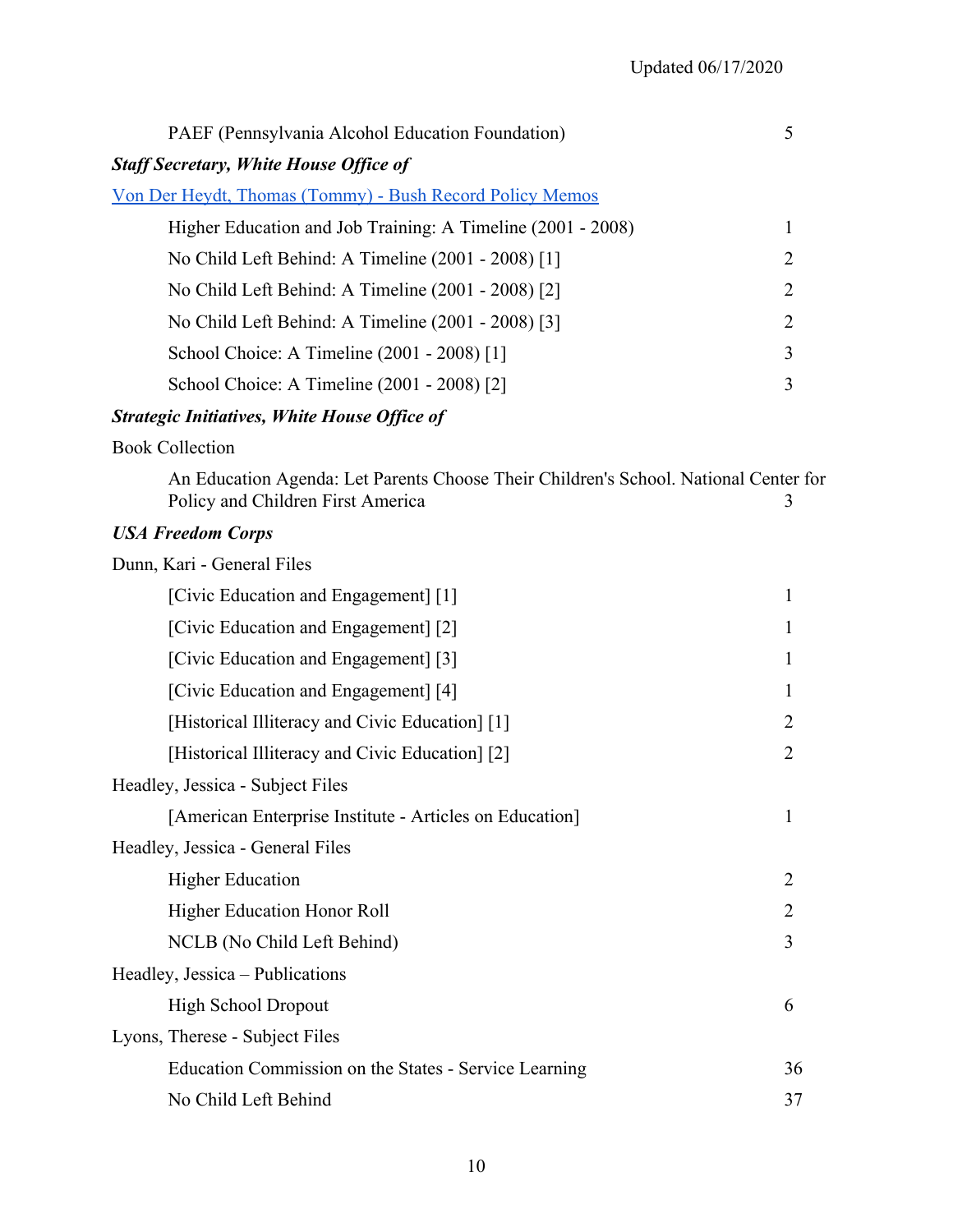PAEF (Pennsylvania Alcohol Education Foundation) 5

***Staff Secretary, White House Office of***

Von Der Heydt, Thomas (Tommy) - Bush Record Policy Memos

| | |
|---|---|
| Higher Education and Job Training: A Timeline (2001 - 2008) | 1 |
| No Child Left Behind: A Timeline (2001 - 2008) [1] | 2 |
| No Child Left Behind: A Timeline (2001 - 2008) [2] | 2 |
| No Child Left Behind: A Timeline (2001 - 2008) [3] | 2 |
| School Choice: A Timeline (2001 - 2008) [1] | 3 |
| School Choice: A Timeline (2001 - 2008) [2] | 3 |

***Strategic Initiatives, White House Office of***

Book Collection

| | |
|---|---|
| An Education Agenda: Let Parents Choose Their Children's School. National Center for Policy and Children First America | 3 |

***USA Freedom Corps***

Dunn, Kari - General Files

| | |
|---|---|
| [Civic Education and Engagement] [1] | 1 |
| [Civic Education and Engagement] [2] | 1 |
| [Civic Education and Engagement] [3] | 1 |
| [Civic Education and Engagement] [4] | 1 |
| [Historical Illiteracy and Civic Education] [1] | 2 |
| [Historical Illiteracy and Civic Education] [2] | 2 |

Headley, Jessica - Subject Files

| | |
|---|---|
| [American Enterprise Institute - Articles on Education] | 1 |

Headley, Jessica - General Files

| | |
|---|---|
| Higher Education | 2 |
| Higher Education Honor Roll | 2 |
| NCLB (No Child Left Behind) | 3 |

Headley, Jessica – Publications

| | |
|---|---|
| High School Dropout | 6 |

Lyons, Therese - Subject Files

| | |
|---|---|
| Education Commission on the States - Service Learning | 36 |
| No Child Left Behind | 37 |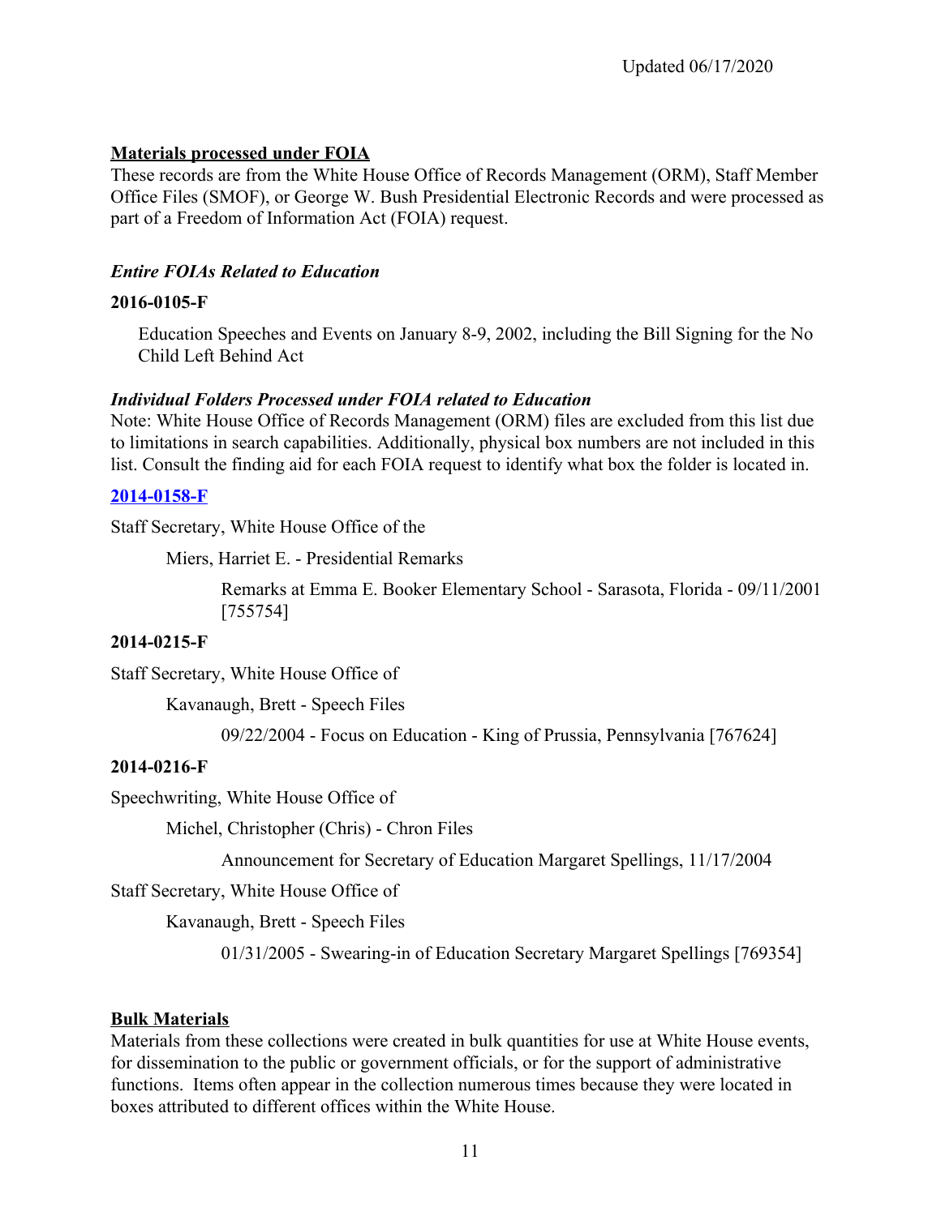## Materials processed under FOIA

These records are from the White House Office of Records Management (ORM), Staff Member Office Files (SMOF), or George W. Bush Presidential Electronic Records and were processed as part of a Freedom of Information Act (FOIA) request.

### *Entire FOIAs Related to Education*

**2016-0105-F**

Education Speeches and Events on January 8-9, 2002, including the Bill Signing for the No Child Left Behind Act

### *Individual Folders Processed under FOIA related to Education*

Note: White House Office of Records Management (ORM) files are excluded from this list due to limitations in search capabilities. Additionally, physical box numbers are not included in this list. Consult the finding aid for each FOIA request to identify what box the folder is located in.

**2014-0158-F**

Staff Secretary, White House Office of the

- Miers, Harriet E. - Presidential Remarks
  - Remarks at Emma E. Booker Elementary School - Sarasota, Florida - 09/11/2001 [755754]

**2014-0215-F**

Staff Secretary, White House Office of

- Kavanaugh, Brett - Speech Files
  - 09/22/2004 - Focus on Education - King of Prussia, Pennsylvania [767624]

**2014-0216-F**

Speechwriting, White House Office of

- Michel, Christopher (Chris) - Chron Files
  - Announcement for Secretary of Education Margaret Spellings, 11/17/2004

Staff Secretary, White House Office of

- Kavanaugh, Brett - Speech Files
  - 01/31/2005 - Swearing-in of Education Secretary Margaret Spellings [769354]

## Bulk Materials

Materials from these collections were created in bulk quantities for use at White House events, for dissemination to the public or government officials, or for the support of administrative functions. Items often appear in the collection numerous times because they were located in boxes attributed to different offices within the White House.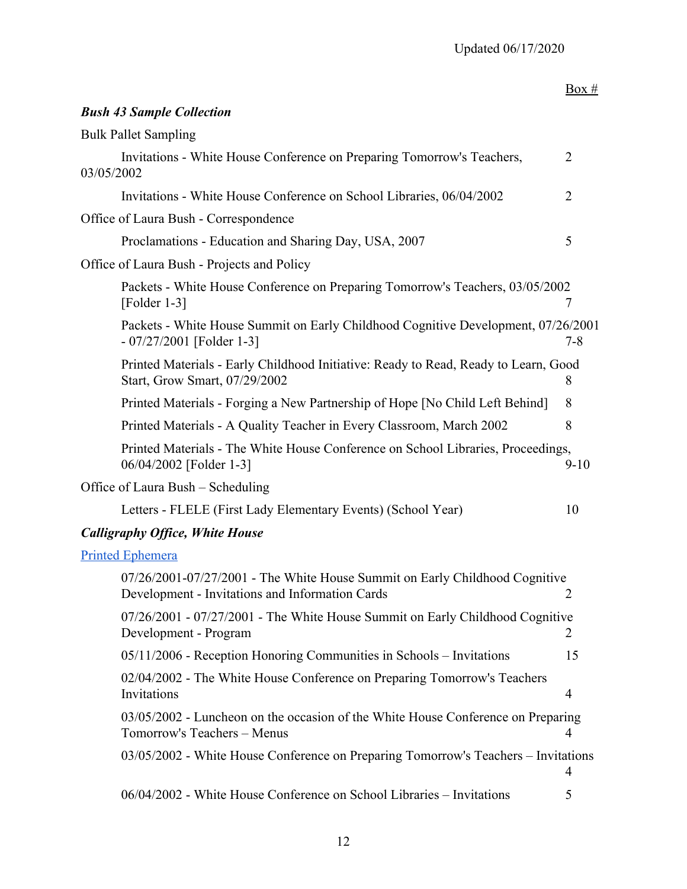| | Box # |
|---|---|
| ***Bush 43 Sample Collection*** | |
| Bulk Pallet Sampling | |
| Invitations - White House Conference on Preparing Tomorrow's Teachers, 03/05/2002 | 2 |
| Invitations - White House Conference on School Libraries, 06/04/2002 | 2 |
| Office of Laura Bush - Correspondence | |
| Proclamations - Education and Sharing Day, USA, 2007 | 5 |
| Office of Laura Bush - Projects and Policy | |
| Packets - White House Conference on Preparing Tomorrow's Teachers, 03/05/2002 [Folder 1-3] | 7 |
| Packets - White House Summit on Early Childhood Cognitive Development, 07/26/2001 - 07/27/2001 [Folder 1-3] | 7-8 |
| Printed Materials - Early Childhood Initiative: Ready to Read, Ready to Learn, Good Start, Grow Smart, 07/29/2002 | 8 |
| Printed Materials - Forging a New Partnership of Hope [No Child Left Behind] | 8 |
| Printed Materials - A Quality Teacher in Every Classroom, March 2002 | 8 |
| Printed Materials - The White House Conference on School Libraries, Proceedings, 06/04/2002 [Folder 1-3] | 9-10 |
| Office of Laura Bush – Scheduling | |
| Letters - FLELE (First Lady Elementary Events) (School Year) | 10 |
| ***Calligraphy Office, White House*** | |
| Printed Ephemera | |
| 07/26/2001-07/27/2001 - The White House Summit on Early Childhood Cognitive Development - Invitations and Information Cards | 2 |
| 07/26/2001 - 07/27/2001 - The White House Summit on Early Childhood Cognitive Development - Program | 2 |
| 05/11/2006 - Reception Honoring Communities in Schools – Invitations | 15 |
| 02/04/2002 - The White House Conference on Preparing Tomorrow's Teachers Invitations | 4 |
| 03/05/2002 - Luncheon on the occasion of the White House Conference on Preparing Tomorrow's Teachers – Menus | 4 |
| 03/05/2002 - White House Conference on Preparing Tomorrow's Teachers – Invitations | 4 |
| 06/04/2002 - White House Conference on School Libraries – Invitations | 5 |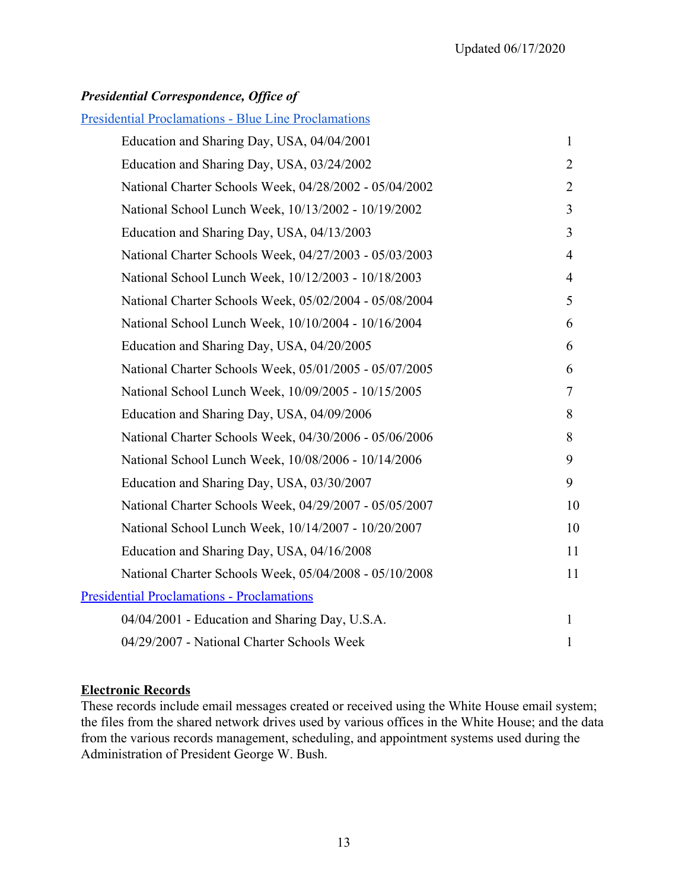Updated 06/17/2020

***Presidential Correspondence, Office of***

Presidential Proclamations - Blue Line Proclamations

| | |
|---|---|
| Education and Sharing Day, USA, 04/04/2001 | 1 |
| Education and Sharing Day, USA, 03/24/2002 | 2 |
| National Charter Schools Week, 04/28/2002 - 05/04/2002 | 2 |
| National School Lunch Week, 10/13/2002 - 10/19/2002 | 3 |
| Education and Sharing Day, USA, 04/13/2003 | 3 |
| National Charter Schools Week, 04/27/2003 - 05/03/2003 | 4 |
| National School Lunch Week, 10/12/2003 - 10/18/2003 | 4 |
| National Charter Schools Week, 05/02/2004 - 05/08/2004 | 5 |
| National School Lunch Week, 10/10/2004 - 10/16/2004 | 6 |
| Education and Sharing Day, USA, 04/20/2005 | 6 |
| National Charter Schools Week, 05/01/2005 - 05/07/2005 | 6 |
| National School Lunch Week, 10/09/2005 - 10/15/2005 | 7 |
| Education and Sharing Day, USA, 04/09/2006 | 8 |
| National Charter Schools Week, 04/30/2006 - 05/06/2006 | 8 |
| National School Lunch Week, 10/08/2006 - 10/14/2006 | 9 |
| Education and Sharing Day, USA, 03/30/2007 | 9 |
| National Charter Schools Week, 04/29/2007 - 05/05/2007 | 10 |
| National School Lunch Week, 10/14/2007 - 10/20/2007 | 10 |
| Education and Sharing Day, USA, 04/16/2008 | 11 |
| National Charter Schools Week, 05/04/2008 - 05/10/2008 | 11 |

Presidential Proclamations - Proclamations

| | |
|---|---|
| 04/04/2001 - Education and Sharing Day, U.S.A. | 1 |
| 04/29/2007 - National Charter Schools Week | 1 |

**Electronic Records**

These records include email messages created or received using the White House email system; the files from the shared network drives used by various offices in the White House; and the data from the various records management, scheduling, and appointment systems used during the Administration of President George W. Bush.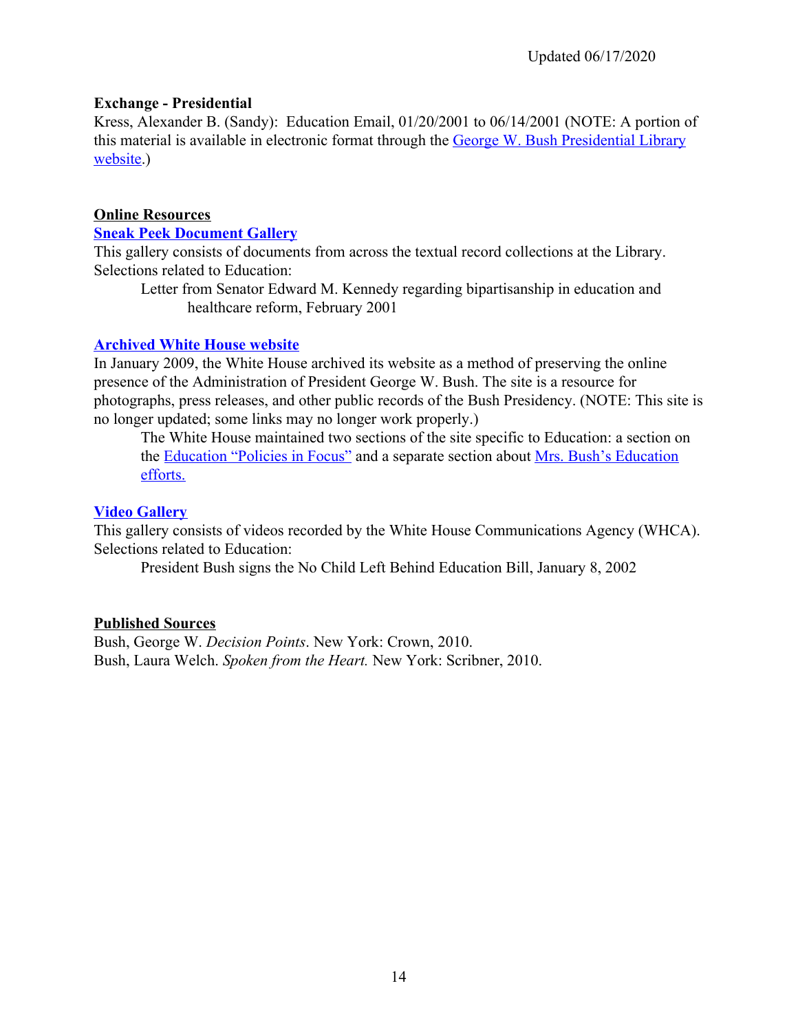Updated 06/17/2020

**Exchange - Presidential**

Kress, Alexander B. (Sandy): Education Email, 01/20/2001 to 06/14/2001 (NOTE: A portion of this material is available in electronic format through the George W. Bush Presidential Library website.)

## Online Resources

**Sneak Peek Document Gallery**

This gallery consists of documents from across the textual record collections at the Library. Selections related to Education:

> Letter from Senator Edward M. Kennedy regarding bipartisanship in education and healthcare reform, February 2001

**Archived White House website**

In January 2009, the White House archived its website as a method of preserving the online presence of the Administration of President George W. Bush. The site is a resource for photographs, press releases, and other public records of the Bush Presidency. (NOTE: This site is no longer updated; some links may no longer work properly.)

> The White House maintained two sections of the site specific to Education: a section on the Education "Policies in Focus" and a separate section about Mrs. Bush's Education efforts.

**Video Gallery**

This gallery consists of videos recorded by the White House Communications Agency (WHCA). Selections related to Education:

> President Bush signs the No Child Left Behind Education Bill, January 8, 2002

## Published Sources

Bush, George W. *Decision Points*. New York: Crown, 2010.

Bush, Laura Welch. *Spoken from the Heart.* New York: Scribner, 2010.